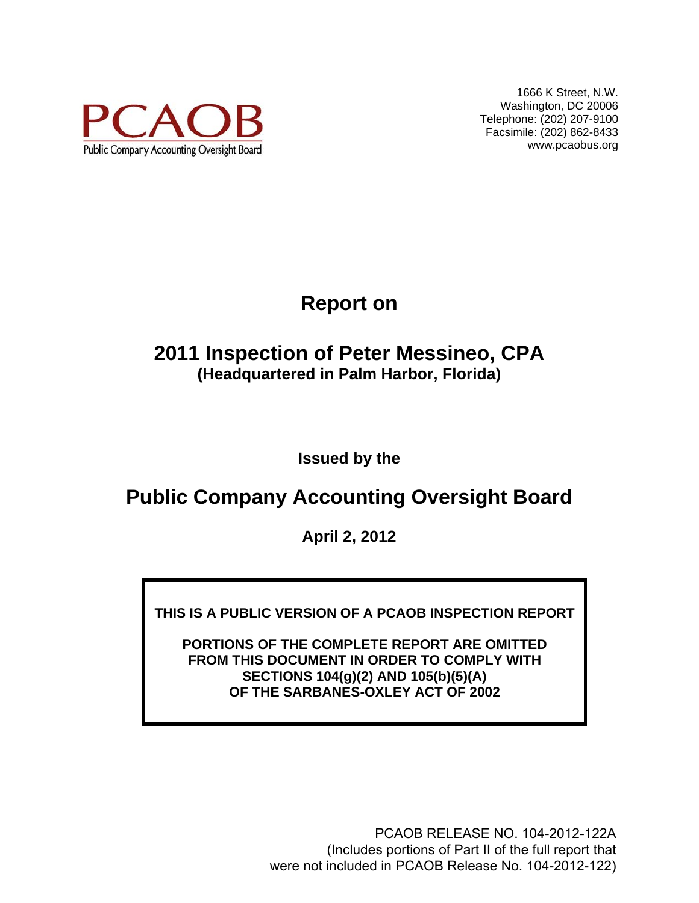PCAOB

Public Company Accounting Oversight Board

1666 K Street, N.W.
Washington, DC 20006
Telephone: (202) 207-9100
Facsimile: (202) 862-8433
www.pcaobus.org

# Report on

# 2011 Inspection of Peter Messineo, CPA

**(Headquartered in Palm Harbor, Florida)**

**Issued by the**

# Public Company Accounting Oversight Board

**April 2, 2012**

**THIS IS A PUBLIC VERSION OF A PCAOB INSPECTION REPORT**

**PORTIONS OF THE COMPLETE REPORT ARE OMITTED FROM THIS DOCUMENT IN ORDER TO COMPLY WITH SECTIONS 104(g)(2) AND 105(b)(5)(A) OF THE SARBANES-OXLEY ACT OF 2002**

PCAOB RELEASE NO. 104-2012-122A
(Includes portions of Part II of the full report that were not included in PCAOB Release No. 104-2012-122)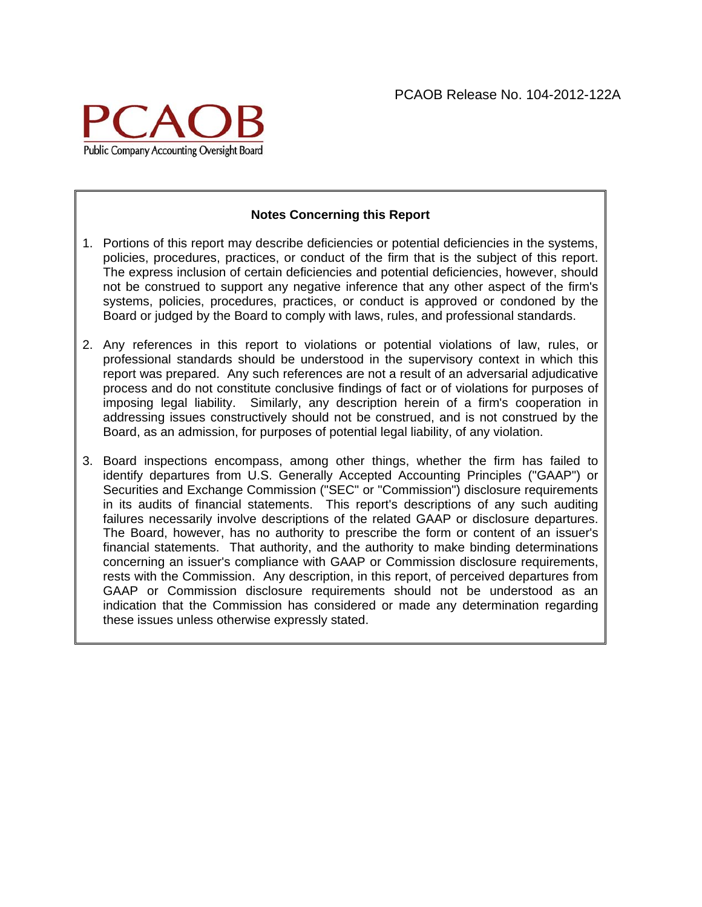PCAOB Release No. 104-2012-122A

PCAOB

Public Company Accounting Oversight Board

**Notes Concerning this Report**

1. Portions of this report may describe deficiencies or potential deficiencies in the systems, policies, procedures, practices, or conduct of the firm that is the subject of this report. The express inclusion of certain deficiencies and potential deficiencies, however, should not be construed to support any negative inference that any other aspect of the firm's systems, policies, procedures, practices, or conduct is approved or condoned by the Board or judged by the Board to comply with laws, rules, and professional standards.

2. Any references in this report to violations or potential violations of law, rules, or professional standards should be understood in the supervisory context in which this report was prepared. Any such references are not a result of an adversarial adjudicative process and do not constitute conclusive findings of fact or of violations for purposes of imposing legal liability. Similarly, any description herein of a firm's cooperation in addressing issues constructively should not be construed, and is not construed by the Board, as an admission, for purposes of potential legal liability, of any violation.

3. Board inspections encompass, among other things, whether the firm has failed to identify departures from U.S. Generally Accepted Accounting Principles ("GAAP") or Securities and Exchange Commission ("SEC" or "Commission") disclosure requirements in its audits of financial statements. This report's descriptions of any such auditing failures necessarily involve descriptions of the related GAAP or disclosure departures. The Board, however, has no authority to prescribe the form or content of an issuer's financial statements. That authority, and the authority to make binding determinations concerning an issuer's compliance with GAAP or Commission disclosure requirements, rests with the Commission. Any description, in this report, of perceived departures from GAAP or Commission disclosure requirements should not be understood as an indication that the Commission has considered or made any determination regarding these issues unless otherwise expressly stated.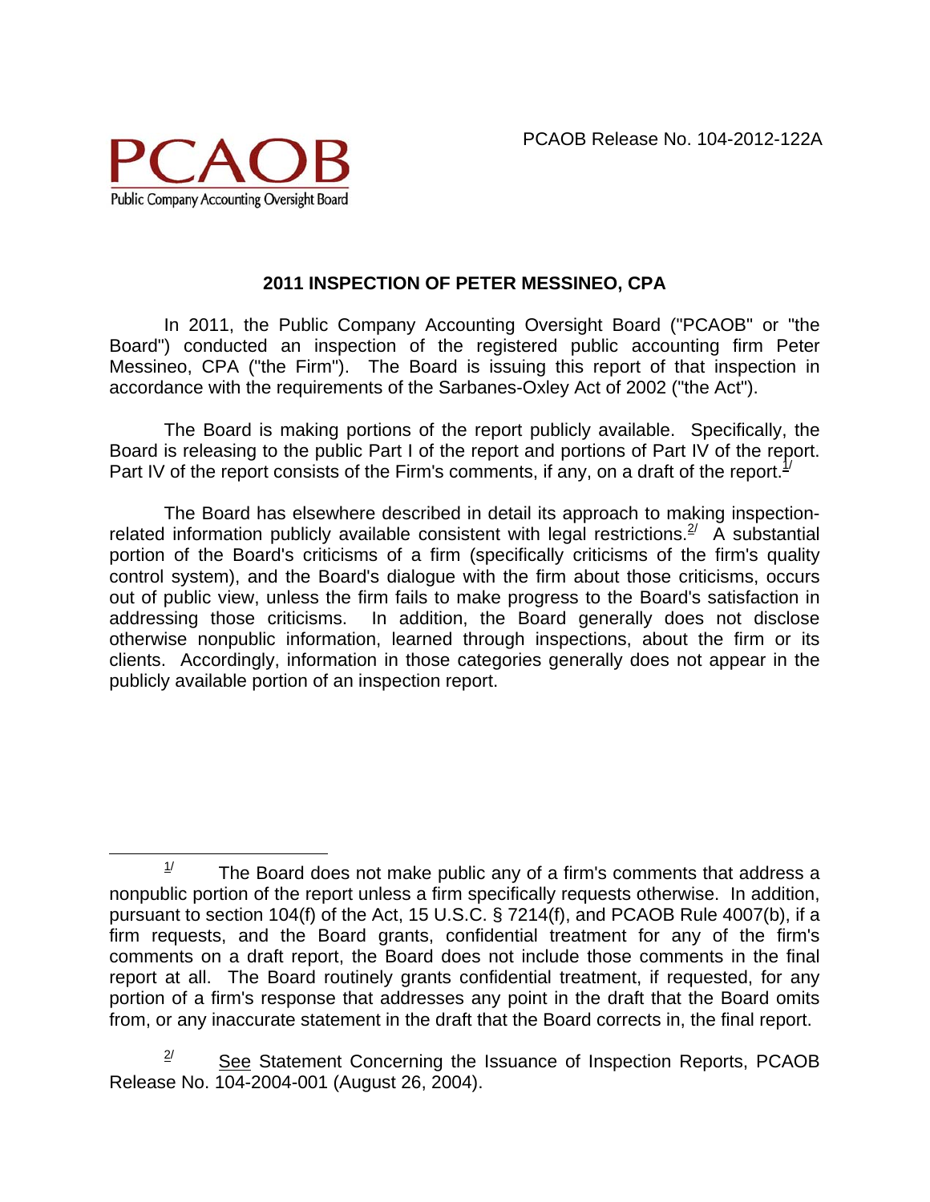PCAOB

Public Company Accounting Oversight Board

PCAOB Release No. 104-2012-122A

## 2011 INSPECTION OF PETER MESSINEO, CPA

In 2011, the Public Company Accounting Oversight Board ("PCAOB" or "the Board") conducted an inspection of the registered public accounting firm Peter Messineo, CPA ("the Firm"). The Board is issuing this report of that inspection in accordance with the requirements of the Sarbanes-Oxley Act of 2002 ("the Act").

The Board is making portions of the report publicly available. Specifically, the Board is releasing to the public Part I of the report and portions of Part IV of the report. Part IV of the report consists of the Firm's comments, if any, on a draft of the report.[1/]

The Board has elsewhere described in detail its approach to making inspection-related information publicly available consistent with legal restrictions.[2/] A substantial portion of the Board's criticisms of a firm (specifically criticisms of the firm's quality control system), and the Board's dialogue with the firm about those criticisms, occurs out of public view, unless the firm fails to make progress to the Board's satisfaction in addressing those criticisms. In addition, the Board generally does not disclose otherwise nonpublic information, learned through inspections, about the firm or its clients. Accordingly, information in those categories generally does not appear in the publicly available portion of an inspection report.

---

[1/] The Board does not make public any of a firm's comments that address a nonpublic portion of the report unless a firm specifically requests otherwise. In addition, pursuant to section 104(f) of the Act, 15 U.S.C. § 7214(f), and PCAOB Rule 4007(b), if a firm requests, and the Board grants, confidential treatment for any of the firm's comments on a draft report, the Board does not include those comments in the final report at all. The Board routinely grants confidential treatment, if requested, for any portion of a firm's response that addresses any point in the draft that the Board omits from, or any inaccurate statement in the draft that the Board corrects in, the final report.

[2/] See Statement Concerning the Issuance of Inspection Reports, PCAOB Release No. 104-2004-001 (August 26, 2004).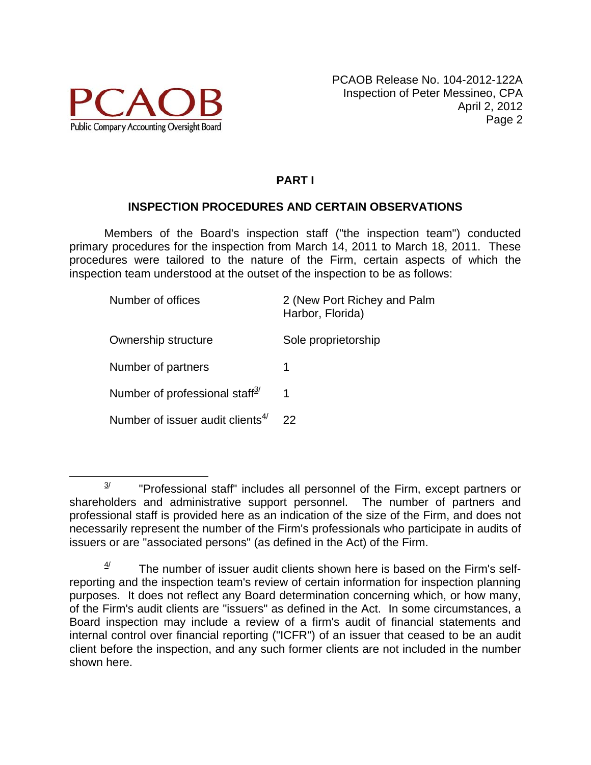## PART I

## INSPECTION PROCEDURES AND CERTAIN OBSERVATIONS

Members of the Board's inspection staff ("the inspection team") conducted primary procedures for the inspection from March 14, 2011 to March 18, 2011. These procedures were tailored to the nature of the Firm, certain aspects of which the inspection team understood at the outset of the inspection to be as follows:

| | |
|---|---|
| Number of offices | 2 (New Port Richey and Palm Harbor, Florida) |
| Ownership structure | Sole proprietorship |
| Number of partners | 1 |
| Number of professional staff[3/] | 1 |
| Number of issuer audit clients[4/] | 22 |

---

[3/] "Professional staff" includes all personnel of the Firm, except partners or shareholders and administrative support personnel. The number of partners and professional staff is provided here as an indication of the size of the Firm, and does not necessarily represent the number of the Firm's professionals who participate in audits of issuers or are "associated persons" (as defined in the Act) of the Firm.

[4/] The number of issuer audit clients shown here is based on the Firm's self-reporting and the inspection team's review of certain information for inspection planning purposes. It does not reflect any Board determination concerning which, or how many, of the Firm's audit clients are "issuers" as defined in the Act. In some circumstances, a Board inspection may include a review of a firm's audit of financial statements and internal control over financial reporting ("ICFR") of an issuer that ceased to be an audit client before the inspection, and any such former clients are not included in the number shown here.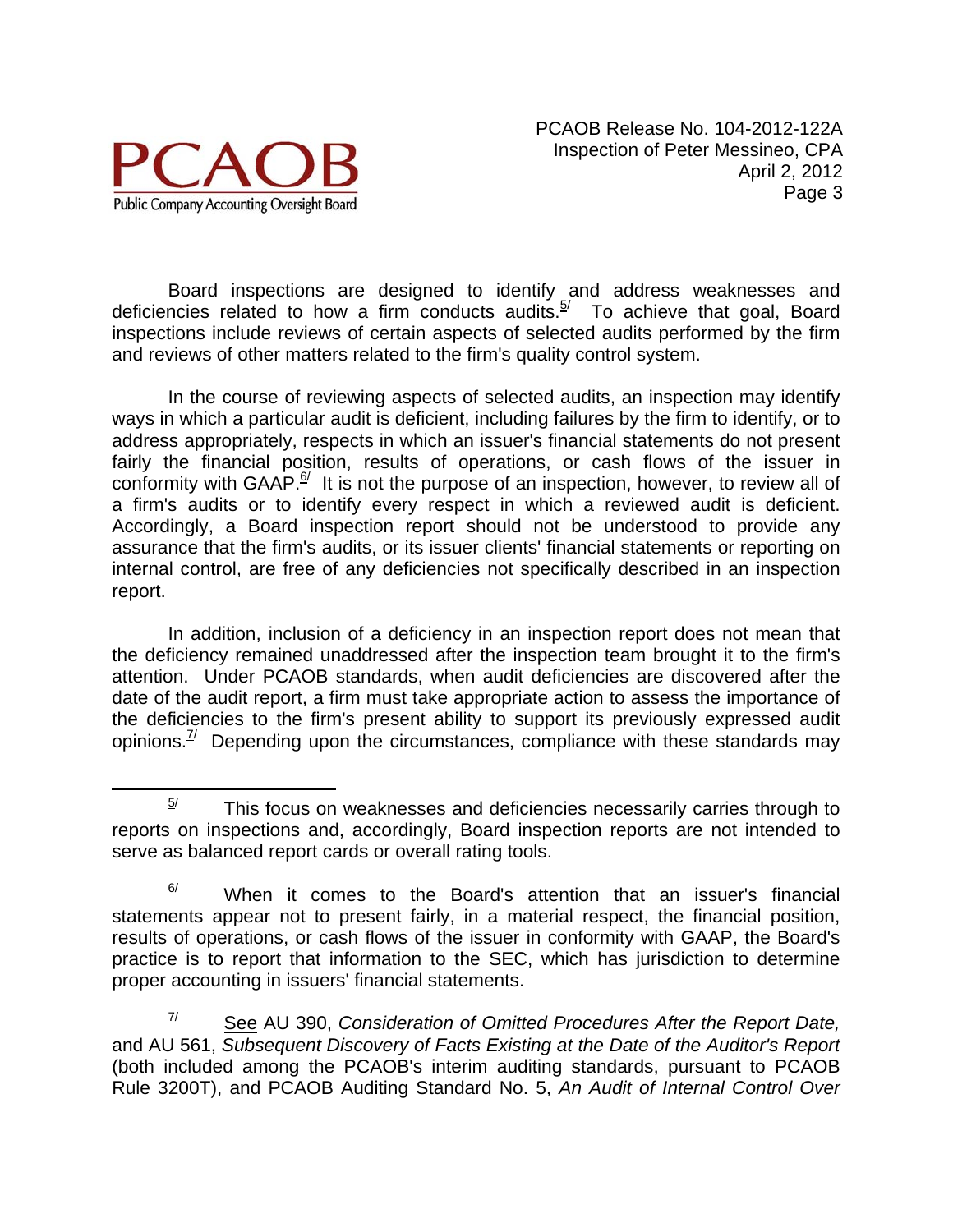Board inspections are designed to identify and address weaknesses and deficiencies related to how a firm conducts audits.[5] To achieve that goal, Board inspections include reviews of certain aspects of selected audits performed by the firm and reviews of other matters related to the firm's quality control system.

In the course of reviewing aspects of selected audits, an inspection may identify ways in which a particular audit is deficient, including failures by the firm to identify, or to address appropriately, respects in which an issuer's financial statements do not present fairly the financial position, results of operations, or cash flows of the issuer in conformity with GAAP.[6] It is not the purpose of an inspection, however, to review all of a firm's audits or to identify every respect in which a reviewed audit is deficient. Accordingly, a Board inspection report should not be understood to provide any assurance that the firm's audits, or its issuer clients' financial statements or reporting on internal control, are free of any deficiencies not specifically described in an inspection report.

In addition, inclusion of a deficiency in an inspection report does not mean that the deficiency remained unaddressed after the inspection team brought it to the firm's attention. Under PCAOB standards, when audit deficiencies are discovered after the date of the audit report, a firm must take appropriate action to assess the importance of the deficiencies to the firm's present ability to support its previously expressed audit opinions.[7] Depending upon the circumstances, compliance with these standards may

---

[5] This focus on weaknesses and deficiencies necessarily carries through to reports on inspections and, accordingly, Board inspection reports are not intended to serve as balanced report cards or overall rating tools.

[6] When it comes to the Board's attention that an issuer's financial statements appear not to present fairly, in a material respect, the financial position, results of operations, or cash flows of the issuer in conformity with GAAP, the Board's practice is to report that information to the SEC, which has jurisdiction to determine proper accounting in issuers' financial statements.

[7] See AU 390, *Consideration of Omitted Procedures After the Report Date,* and AU 561, *Subsequent Discovery of Facts Existing at the Date of the Auditor's Report* (both included among the PCAOB's interim auditing standards, pursuant to PCAOB Rule 3200T), and PCAOB Auditing Standard No. 5, *An Audit of Internal Control Over*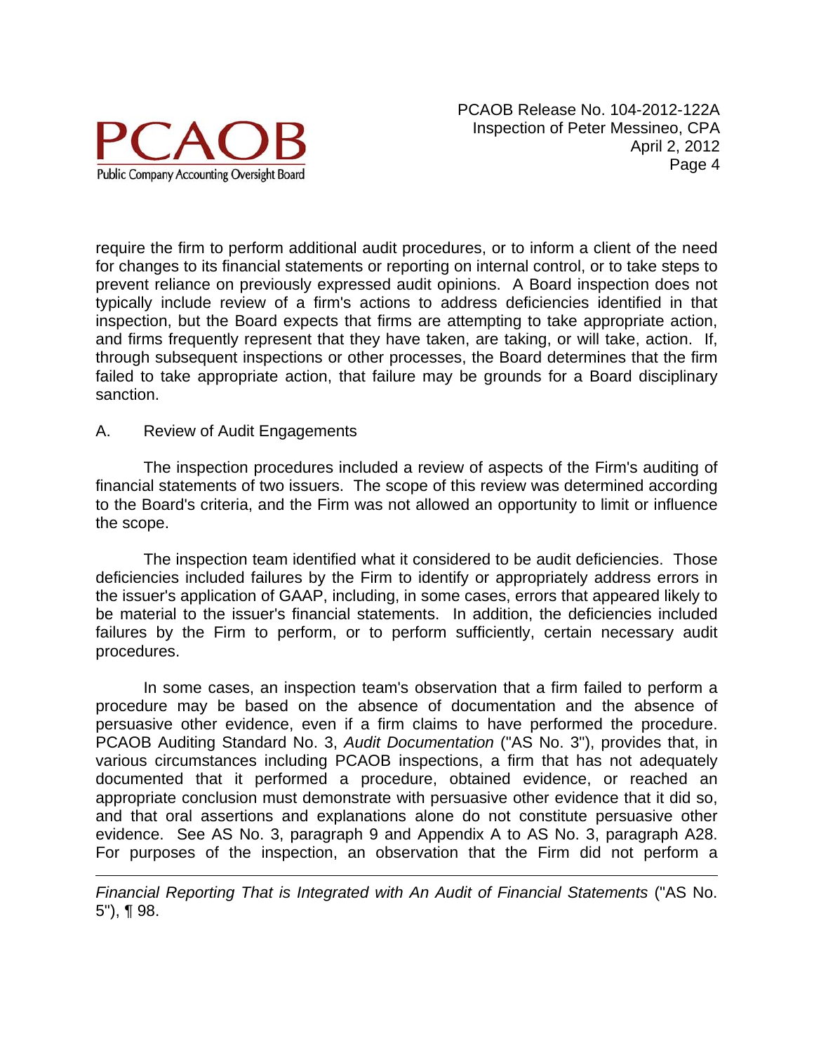require the firm to perform additional audit procedures, or to inform a client of the need for changes to its financial statements or reporting on internal control, or to take steps to prevent reliance on previously expressed audit opinions. A Board inspection does not typically include review of a firm's actions to address deficiencies identified in that inspection, but the Board expects that firms are attempting to take appropriate action, and firms frequently represent that they have taken, are taking, or will take, action. If, through subsequent inspections or other processes, the Board determines that the firm failed to take appropriate action, that failure may be grounds for a Board disciplinary sanction.

A. Review of Audit Engagements

The inspection procedures included a review of aspects of the Firm's auditing of financial statements of two issuers. The scope of this review was determined according to the Board's criteria, and the Firm was not allowed an opportunity to limit or influence the scope.

The inspection team identified what it considered to be audit deficiencies. Those deficiencies included failures by the Firm to identify or appropriately address errors in the issuer's application of GAAP, including, in some cases, errors that appeared likely to be material to the issuer's financial statements. In addition, the deficiencies included failures by the Firm to perform, or to perform sufficiently, certain necessary audit procedures.

In some cases, an inspection team's observation that a firm failed to perform a procedure may be based on the absence of documentation and the absence of persuasive other evidence, even if a firm claims to have performed the procedure. PCAOB Auditing Standard No. 3, *Audit Documentation* ("AS No. 3"), provides that, in various circumstances including PCAOB inspections, a firm that has not adequately documented that it performed a procedure, obtained evidence, or reached an appropriate conclusion must demonstrate with persuasive other evidence that it did so, and that oral assertions and explanations alone do not constitute persuasive other evidence. See AS No. 3, paragraph 9 and Appendix A to AS No. 3, paragraph A28. For purposes of the inspection, an observation that the Firm did not perform a

---

*Financial Reporting That is Integrated with An Audit of Financial Statements* ("AS No. 5"), ¶ 98.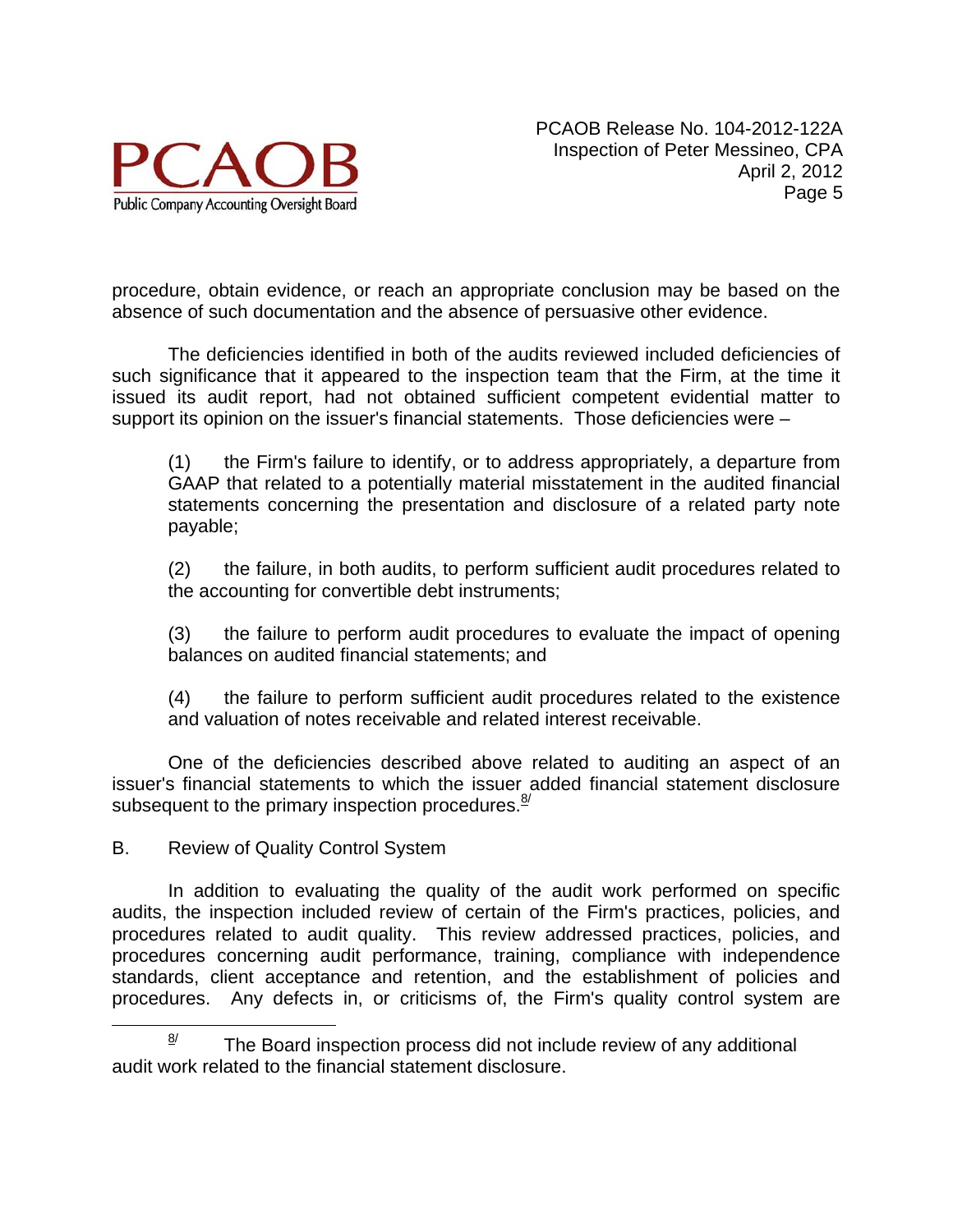procedure, obtain evidence, or reach an appropriate conclusion may be based on the absence of such documentation and the absence of persuasive other evidence.

The deficiencies identified in both of the audits reviewed included deficiencies of such significance that it appeared to the inspection team that the Firm, at the time it issued its audit report, had not obtained sufficient competent evidential matter to support its opinion on the issuer's financial statements. Those deficiencies were –

(1) the Firm's failure to identify, or to address appropriately, a departure from GAAP that related to a potentially material misstatement in the audited financial statements concerning the presentation and disclosure of a related party note payable;

(2) the failure, in both audits, to perform sufficient audit procedures related to the accounting for convertible debt instruments;

(3) the failure to perform audit procedures to evaluate the impact of opening balances on audited financial statements; and

(4) the failure to perform sufficient audit procedures related to the existence and valuation of notes receivable and related interest receivable.

One of the deficiencies described above related to auditing an aspect of an issuer's financial statements to which the issuer added financial statement disclosure subsequent to the primary inspection procedures.[8/]

## B. Review of Quality Control System

In addition to evaluating the quality of the audit work performed on specific audits, the inspection included review of certain of the Firm's practices, policies, and procedures related to audit quality. This review addressed practices, policies, and procedures concerning audit performance, training, compliance with independence standards, client acceptance and retention, and the establishment of policies and procedures. Any defects in, or criticisms of, the Firm's quality control system are

---

[8/] The Board inspection process did not include review of any additional audit work related to the financial statement disclosure.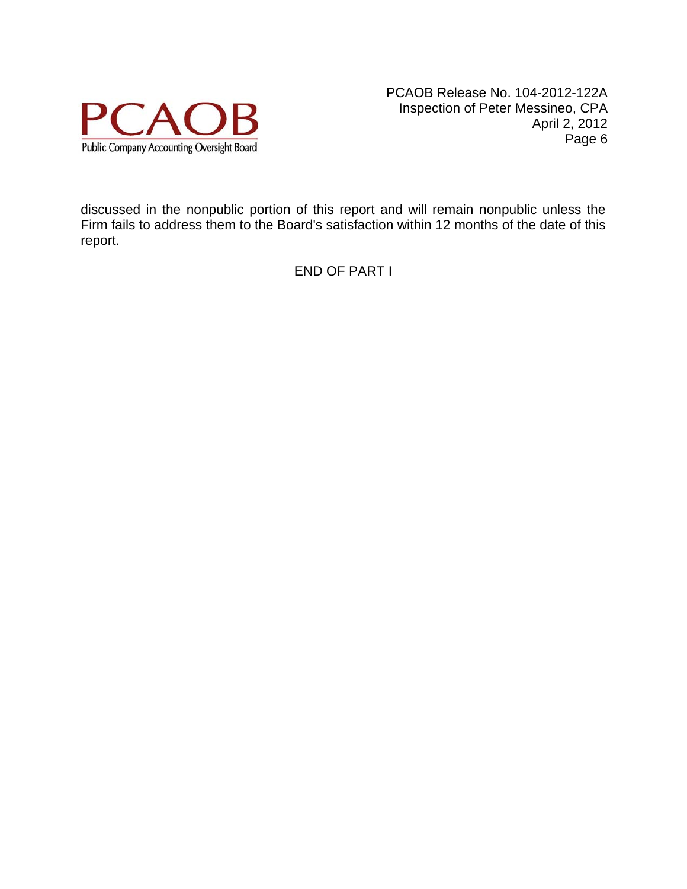discussed in the nonpublic portion of this report and will remain nonpublic unless the Firm fails to address them to the Board's satisfaction within 12 months of the date of this report.

END OF PART I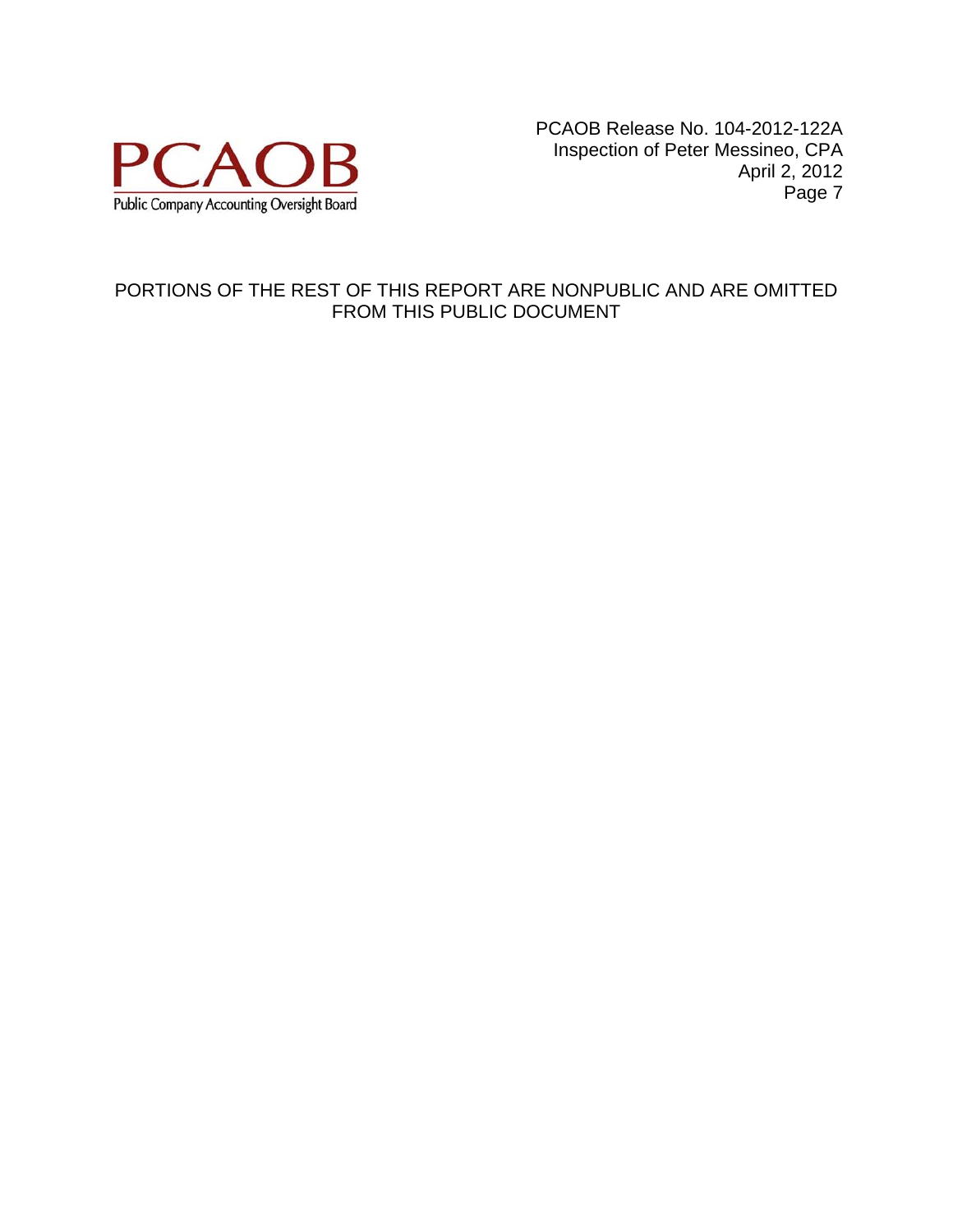PORTIONS OF THE REST OF THIS REPORT ARE NONPUBLIC AND ARE OMITTED FROM THIS PUBLIC DOCUMENT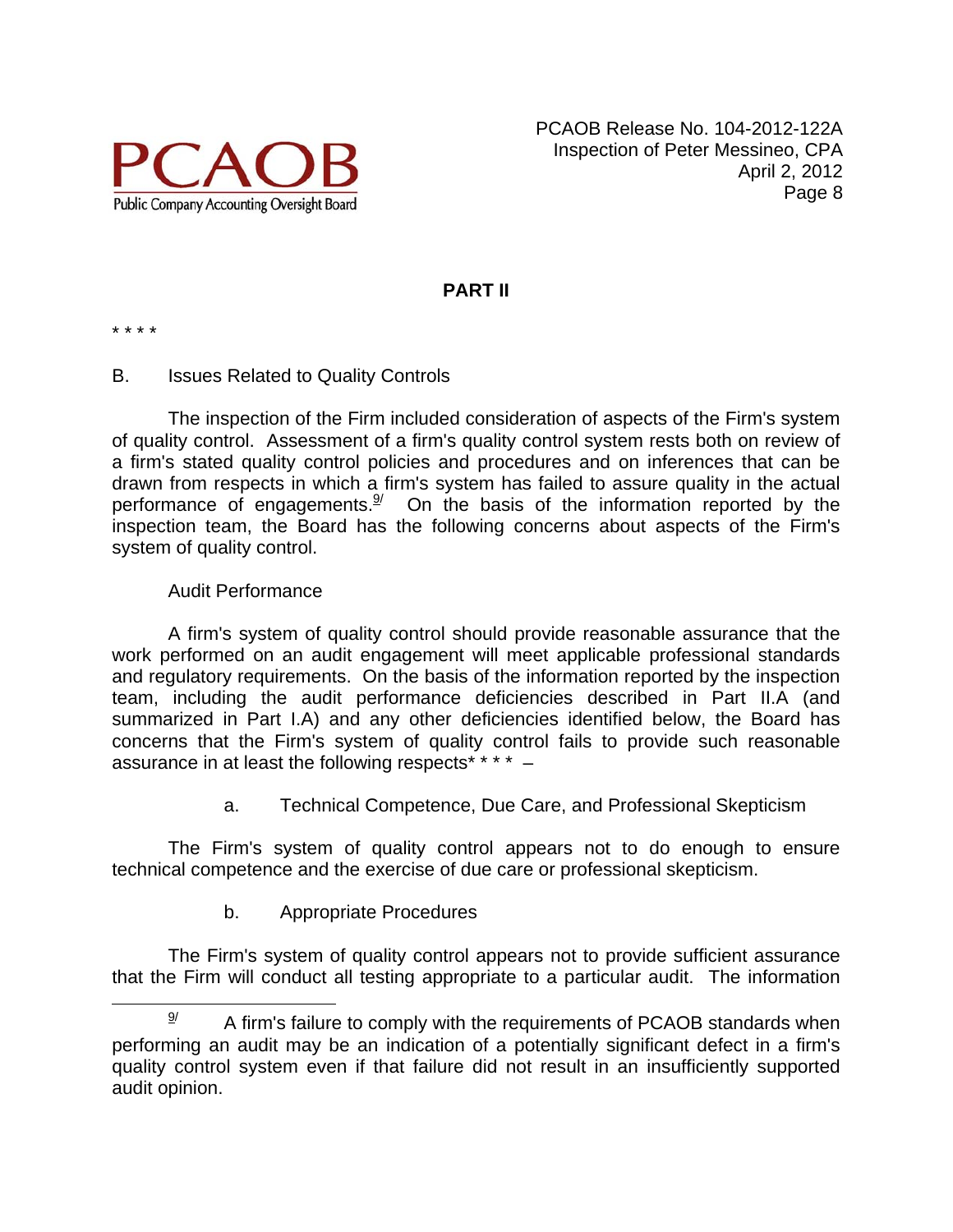## PART II

* * * *

B. Issues Related to Quality Controls

The inspection of the Firm included consideration of aspects of the Firm's system of quality control. Assessment of a firm's quality control system rests both on review of a firm's stated quality control policies and procedures and on inferences that can be drawn from respects in which a firm's system has failed to assure quality in the actual performance of engagements.[9/] On the basis of the information reported by the inspection team, the Board has the following concerns about aspects of the Firm's system of quality control.

Audit Performance

A firm's system of quality control should provide reasonable assurance that the work performed on an audit engagement will meet applicable professional standards and regulatory requirements. On the basis of the information reported by the inspection team, including the audit performance deficiencies described in Part II.A (and summarized in Part I.A) and any other deficiencies identified below, the Board has concerns that the Firm's system of quality control fails to provide such reasonable assurance in at least the following respects* * * * –

a. Technical Competence, Due Care, and Professional Skepticism

The Firm's system of quality control appears not to do enough to ensure technical competence and the exercise of due care or professional skepticism.

b. Appropriate Procedures

The Firm's system of quality control appears not to provide sufficient assurance that the Firm will conduct all testing appropriate to a particular audit. The information

---

[9/] A firm's failure to comply with the requirements of PCAOB standards when performing an audit may be an indication of a potentially significant defect in a firm's quality control system even if that failure did not result in an insufficiently supported audit opinion.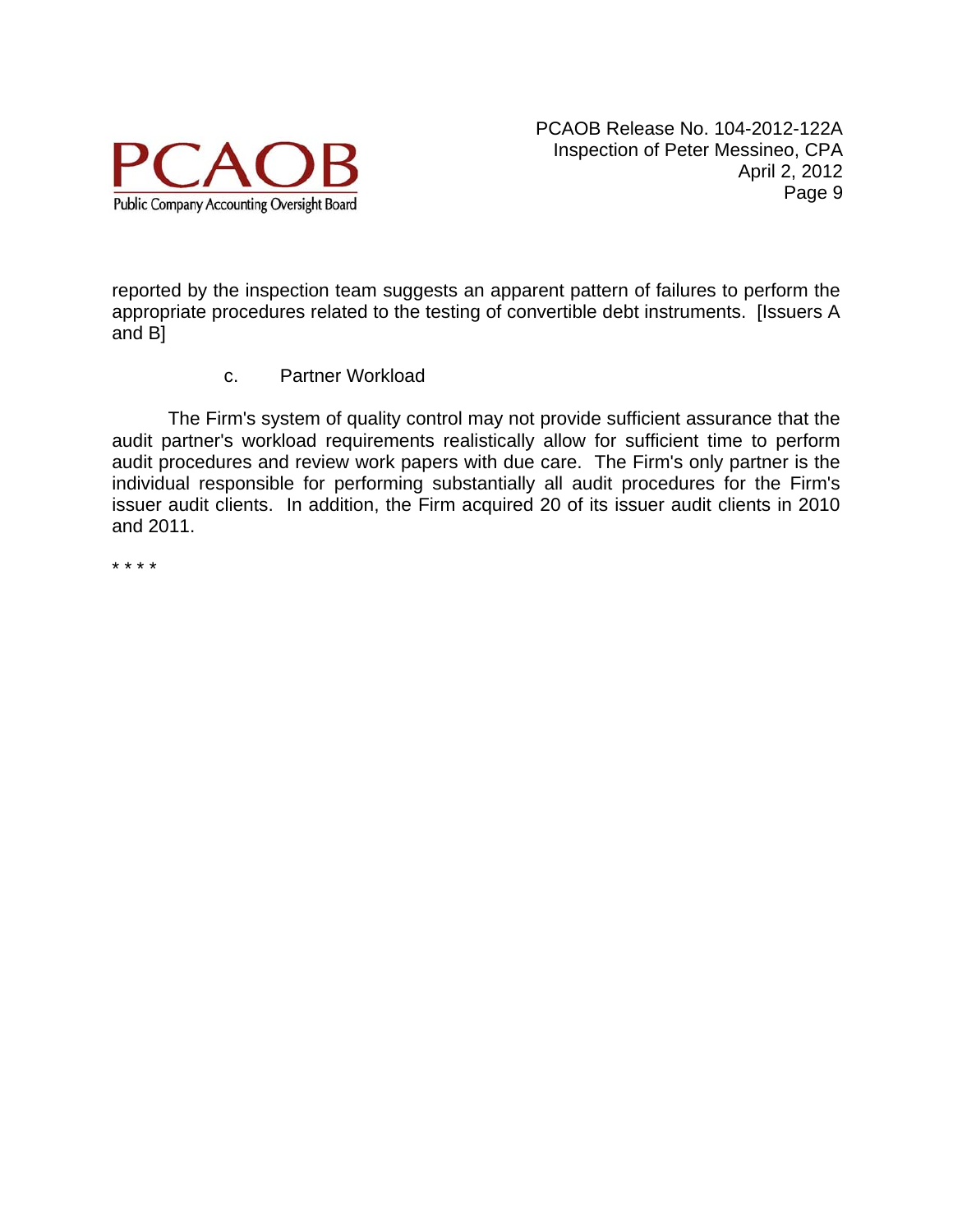reported by the inspection team suggests an apparent pattern of failures to perform the appropriate procedures related to the testing of convertible debt instruments. [Issuers A and B]

c. Partner Workload

The Firm's system of quality control may not provide sufficient assurance that the audit partner's workload requirements realistically allow for sufficient time to perform audit procedures and review work papers with due care. The Firm's only partner is the individual responsible for performing substantially all audit procedures for the Firm's issuer audit clients. In addition, the Firm acquired 20 of its issuer audit clients in 2010 and 2011.

* * * *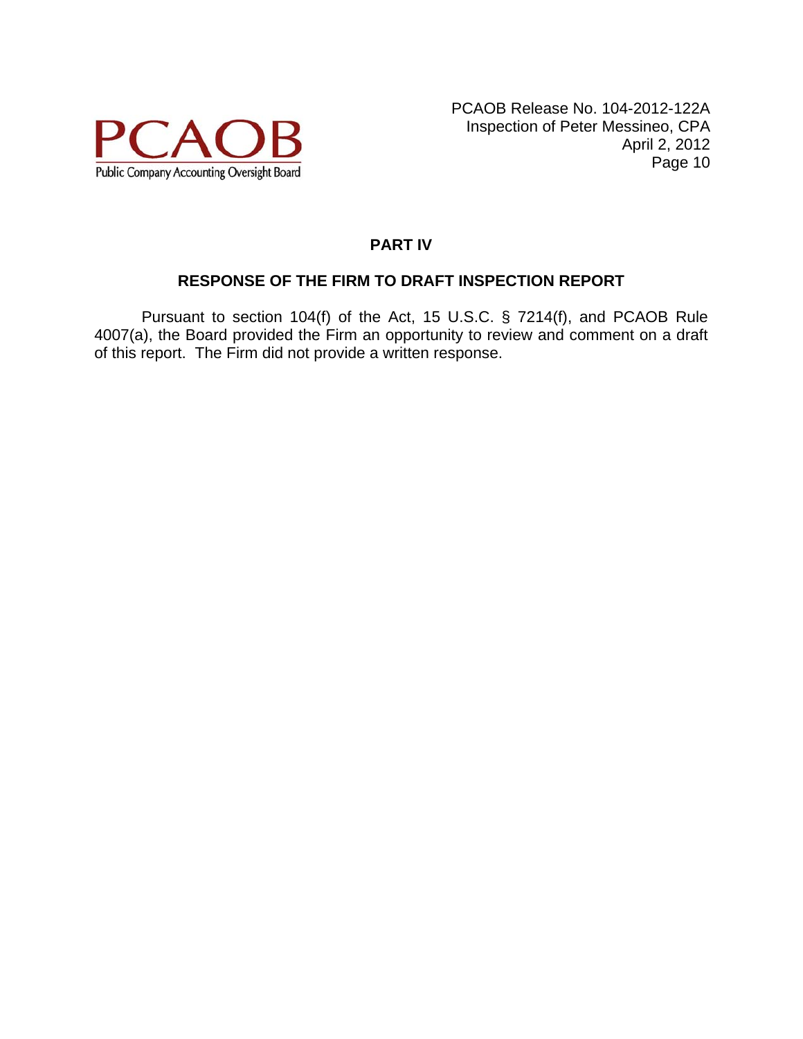## PART IV

## RESPONSE OF THE FIRM TO DRAFT INSPECTION REPORT

Pursuant to section 104(f) of the Act, 15 U.S.C. § 7214(f), and PCAOB Rule 4007(a), the Board provided the Firm an opportunity to review and comment on a draft of this report. The Firm did not provide a written response.